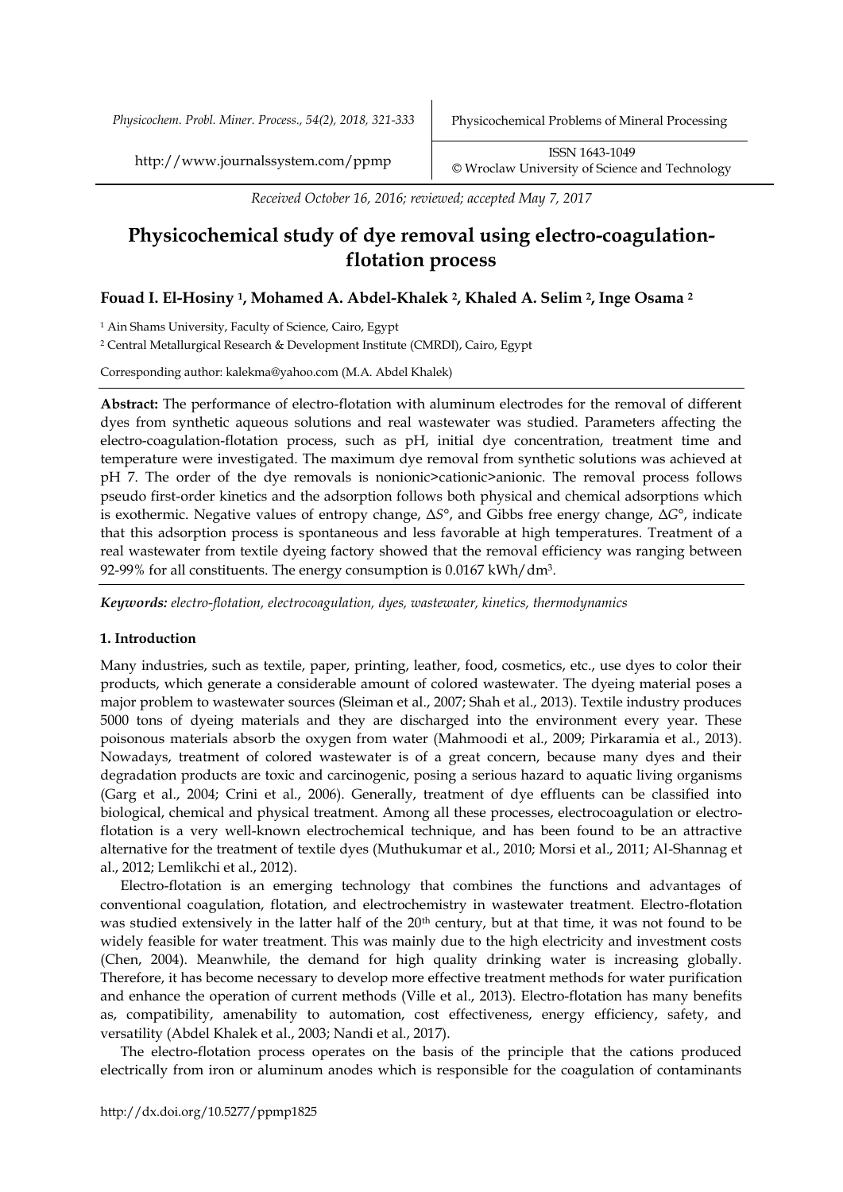Received October 16, 2016; reviewed; accepted May 7, 2017

# Physicochemical study of dye removal using electro-coagulation-flotation process

**Fouad I. El-Hosiny [1], Mohamed A. Abdel-Khalek [2], Khaled A. Selim [2], Inge Osama [2]**

[1] Ain Shams University, Faculty of Science, Cairo, Egypt

[2] Central Metallurgical Research & Development Institute (CMRDI), Cairo, Egypt

Corresponding author: kalekma@yahoo.com (M.A. Abdel Khalek)

**Abstract:** The performance of electro-flotation with aluminum electrodes for the removal of different dyes from synthetic aqueous solutions and real wastewater was studied. Parameters affecting the electro-coagulation-flotation process, such as pH, initial dye concentration, treatment time and temperature were investigated. The maximum dye removal from synthetic solutions was achieved at pH 7. The order of the dye removals is nonionic>cationic>anionic. The removal process follows pseudo first-order kinetics and the adsorption follows both physical and chemical adsorptions which is exothermic. Negative values of entropy change, $\Delta S°$, and Gibbs free energy change, $\Delta G°$, indicate that this adsorption process is spontaneous and less favorable at high temperatures. Treatment of a real wastewater from textile dyeing factory showed that the removal efficiency was ranging between 92-99% for all constituents. The energy consumption is 0.0167 kWh/dm$^3$.

***Keywords:** electro-flotation, electrocoagulation, dyes, wastewater, kinetics, thermodynamics*

## 1. Introduction

Many industries, such as textile, paper, printing, leather, food, cosmetics, etc., use dyes to color their products, which generate a considerable amount of colored wastewater. The dyeing material poses a major problem to wastewater sources (Sleiman et al., 2007; Shah et al., 2013). Textile industry produces 5000 tons of dyeing materials and they are discharged into the environment every year. These poisonous materials absorb the oxygen from water (Mahmoodi et al., 2009; Pirkaramia et al., 2013). Nowadays, treatment of colored wastewater is of a great concern, because many dyes and their degradation products are toxic and carcinogenic, posing a serious hazard to aquatic living organisms (Garg et al., 2004; Crini et al., 2006). Generally, treatment of dye effluents can be classified into biological, chemical and physical treatment. Among all these processes, electrocoagulation or electro-flotation is a very well-known electrochemical technique, and has been found to be an attractive alternative for the treatment of textile dyes (Muthukumar et al., 2010; Morsi et al., 2011; Al-Shannag et al., 2012; Lemlikchi et al., 2012).

Electro-flotation is an emerging technology that combines the functions and advantages of conventional coagulation, flotation, and electrochemistry in wastewater treatment. Electro-flotation was studied extensively in the latter half of the 20th century, but at that time, it was not found to be widely feasible for water treatment. This was mainly due to the high electricity and investment costs (Chen, 2004). Meanwhile, the demand for high quality drinking water is increasing globally. Therefore, it has become necessary to develop more effective treatment methods for water purification and enhance the operation of current methods (Ville et al., 2013). Electro-flotation has many benefits as, compatibility, amenability to automation, cost effectiveness, energy efficiency, safety, and versatility (Abdel Khalek et al., 2003; Nandi et al., 2017).

The electro-flotation process operates on the basis of the principle that the cations produced electrically from iron or aluminum anodes which is responsible for the coagulation of contaminants

http://dx.doi.org/10.5277/ppmp1825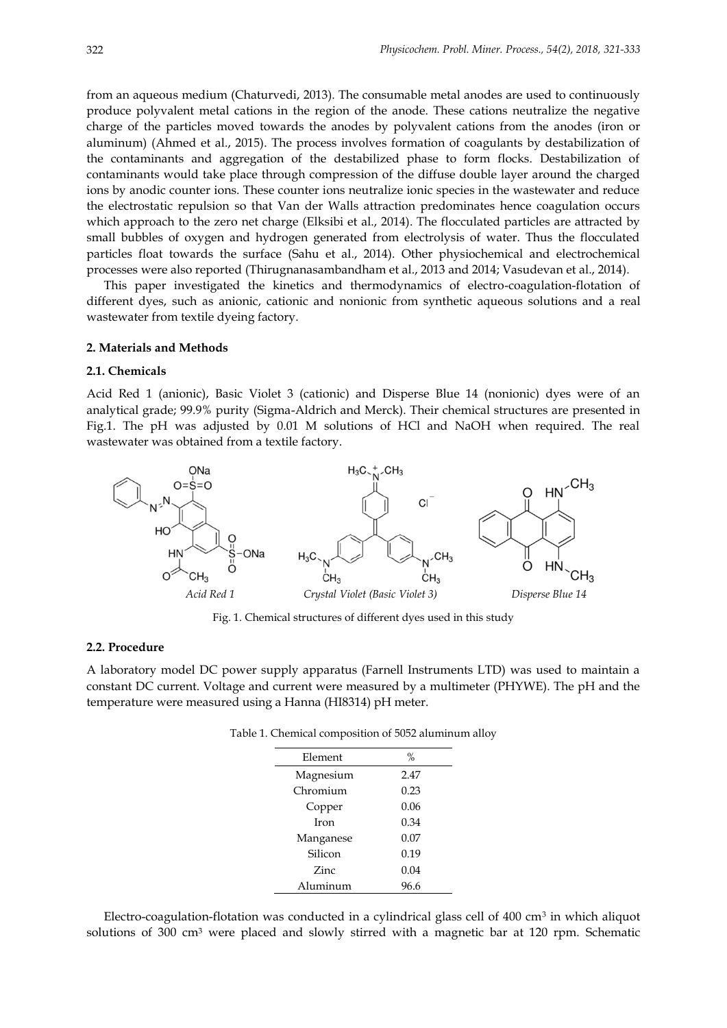from an aqueous medium (Chaturvedi, 2013). The consumable metal anodes are used to continuously produce polyvalent metal cations in the region of the anode. These cations neutralize the negative charge of the particles moved towards the anodes by polyvalent cations from the anodes (iron or aluminum) (Ahmed et al., 2015). The process involves formation of coagulants by destabilization of the contaminants and aggregation of the destabilized phase to form flocks. Destabilization of contaminants would take place through compression of the diffuse double layer around the charged ions by anodic counter ions. These counter ions neutralize ionic species in the wastewater and reduce the electrostatic repulsion so that Van der Walls attraction predominates hence coagulation occurs which approach to the zero net charge (Elksibi et al., 2014). The flocculated particles are attracted by small bubbles of oxygen and hydrogen generated from electrolysis of water. Thus the flocculated particles float towards the surface (Sahu et al., 2014). Other physiochemical and electrochemical processes were also reported (Thirugnanasambandham et al., 2013 and 2014; Vasudevan et al., 2014).

This paper investigated the kinetics and thermodynamics of electro-coagulation-flotation of different dyes, such as anionic, cationic and nonionic from synthetic aqueous solutions and a real wastewater from textile dyeing factory.

## 2. Materials and Methods

### 2.1. Chemicals

Acid Red 1 (anionic), Basic Violet 3 (cationic) and Disperse Blue 14 (nonionic) dyes were of an analytical grade; 99.9% purity (Sigma-Aldrich and Merck). Their chemical structures are presented in Fig.1. The pH was adjusted by 0.01 M solutions of HCl and NaOH when required. The real wastewater was obtained from a textile factory.

*Acid Red 1* *Crystal Violet (Basic Violet 3)* *Disperse Blue 14*

Fig. 1. Chemical structures of different dyes used in this study

### 2.2. Procedure

A laboratory model DC power supply apparatus (Farnell Instruments LTD) was used to maintain a constant DC current. Voltage and current were measured by a multimeter (PHYWE). The pH and the temperature were measured using a Hanna (HI8314) pH meter.

Table 1. Chemical composition of 5052 aluminum alloy

| Element | % |
|---|---|
| Magnesium | 2.47 |
| Chromium | 0.23 |
| Copper | 0.06 |
| Iron | 0.34 |
| Manganese | 0.07 |
| Silicon | 0.19 |
| Zinc | 0.04 |
| Aluminum | 96.6 |

Electro-coagulation-flotation was conducted in a cylindrical glass cell of 400 $cm^3$ in which aliquot solutions of 300 $cm^3$ were placed and slowly stirred with a magnetic bar at 120 rpm. Schematic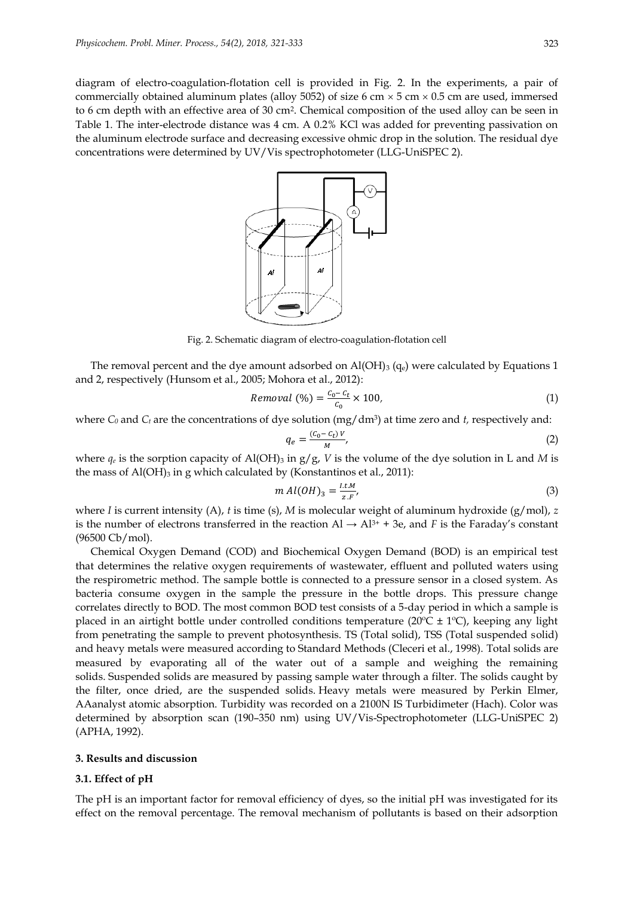diagram of electro-coagulation-flotation cell is provided in Fig. 2. In the experiments, a pair of commercially obtained aluminum plates (alloy 5052) of size 6 cm × 5 cm × 0.5 cm are used, immersed to 6 cm depth with an effective area of 30 $cm^2$. Chemical composition of the used alloy can be seen in Table 1. The inter-electrode distance was 4 cm. A 0.2% KCl was added for preventing passivation on the aluminum electrode surface and decreasing excessive ohmic drop in the solution. The residual dye concentrations were determined by UV/Vis spectrophotometer (LLG-UniSPEC 2).

Fig. 2. Schematic diagram of electro-coagulation-flotation cell

The removal percent and the dye amount adsorbed on $Al(OH)_3$ ($q_e$) were calculated by Equations 1 and 2, respectively (Hunsom et al., 2005; Mohora et al., 2012):

$$Removal\ (\%) = \frac{C_0 - C_t}{C_0} \times 100, \tag{1}$$

where $C_0$ and $C_t$ are the concentrations of dye solution (mg/$dm^3$) at time zero and $t$, respectively and:

$$q_e = \frac{(C_0 - C_t)\,V}{M}, \tag{2}$$

where $q_e$ is the sorption capacity of $Al(OH)_3$ in g/g, $V$ is the volume of the dye solution in L and $M$ is the mass of $Al(OH)_3$ in g which calculated by (Konstantinos et al., 2011):

$$m\,Al(OH)_3 = \frac{I.t.M}{z.F}, \tag{3}$$

where $I$ is current intensity (A), $t$ is time (s), $M$ is molecular weight of aluminum hydroxide (g/mol), $z$ is the number of electrons transferred in the reaction $Al \rightarrow Al^{3+} + 3e$, and $F$ is the Faraday's constant (96500 Cb/mol).

Chemical Oxygen Demand (COD) and Biochemical Oxygen Demand (BOD) is an empirical test that determines the relative oxygen requirements of wastewater, effluent and polluted waters using the respirometric method. The sample bottle is connected to a pressure sensor in a closed system. As bacteria consume oxygen in the sample the pressure in the bottle drops. This pressure change correlates directly to BOD. The most common BOD test consists of a 5-day period in which a sample is placed in an airtight bottle under controlled conditions temperature (20ºC ± 1ºC), keeping any light from penetrating the sample to prevent photosynthesis. TS (Total solid), TSS (Total suspended solid) and heavy metals were measured according to Standard Methods (Cleceri et al., 1998). Total solids are measured by evaporating all of the water out of a sample and weighing the remaining solids. Suspended solids are measured by passing sample water through a filter. The solids caught by the filter, once dried, are the suspended solids. Heavy metals were measured by Perkin Elmer, AAanalyst atomic absorption. Turbidity was recorded on a 2100N IS Turbidimeter (Hach). Color was determined by absorption scan (190–350 nm) using UV/Vis-Spectrophotometer (LLG-UniSPEC 2) (APHA, 1992).

### 3. Results and discussion

### 3.1. Effect of pH

The pH is an important factor for removal efficiency of dyes, so the initial pH was investigated for its effect on the removal percentage. The removal mechanism of pollutants is based on their adsorption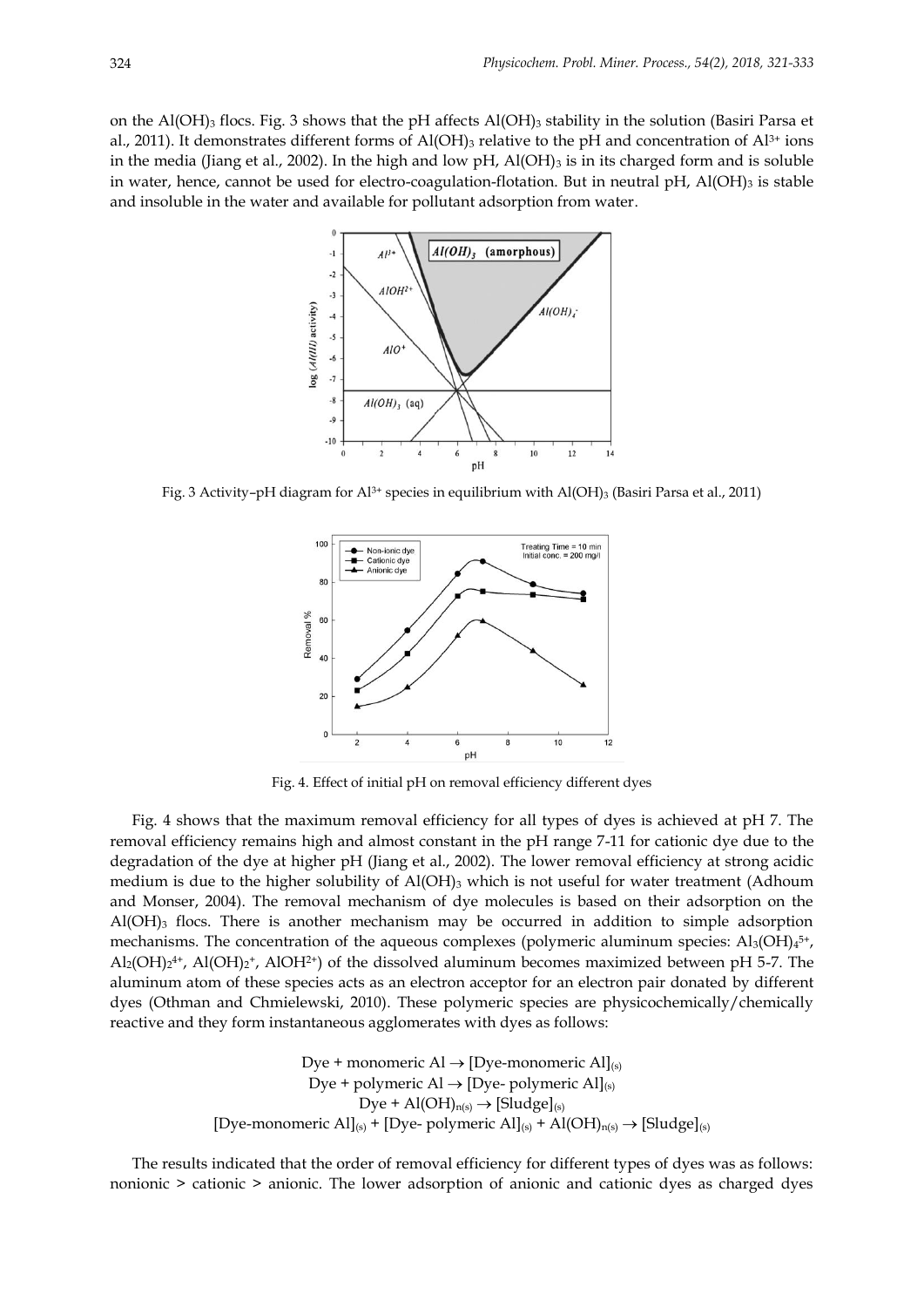on the $Al(OH)_3$ flocs. Fig. 3 shows that the pH affects $Al(OH)_3$ stability in the solution (Basiri Parsa et al., 2011). It demonstrates different forms of $Al(OH)_3$ relative to the pH and concentration of $Al^{3+}$ ions in the media (Jiang et al., 2002). In the high and low pH, $Al(OH)_3$ is in its charged form and is soluble in water, hence, cannot be used for electro-coagulation-flotation. But in neutral pH, $Al(OH)_3$ is stable and insoluble in the water and available for pollutant adsorption from water.

Fig. 3 Activity–pH diagram for $Al^{3+}$ species in equilibrium with $Al(OH)_3$ (Basiri Parsa et al., 2011)

Fig. 4. Effect of initial pH on removal efficiency different dyes

Fig. 4 shows that the maximum removal efficiency for all types of dyes is achieved at pH 7. The removal efficiency remains high and almost constant in the pH range 7-11 for cationic dye due to the degradation of the dye at higher pH (Jiang et al., 2002). The lower removal efficiency at strong acidic medium is due to the higher solubility of $Al(OH)_3$ which is not useful for water treatment (Adhoum and Monser, 2004). The removal mechanism of dye molecules is based on their adsorption on the $Al(OH)_3$ flocs. There is another mechanism may be occurred in addition to simple adsorption mechanisms. The concentration of the aqueous complexes (polymeric aluminum species: $Al_3(OH)_4^{5+}$, $Al_2(OH)_2^{4+}$, $Al(OH)_2^{+}$, $AlOH^{2+}$) of the dissolved aluminum becomes maximized between pH 5-7. The aluminum atom of these species acts as an electron acceptor for an electron pair donated by different dyes (Othman and Chmielewski, 2010). These polymeric species are physicochemically/chemically reactive and they form instantaneous agglomerates with dyes as follows:

$$\text{Dye} + \text{monomeric Al} \rightarrow [\text{Dye-monomeric Al}]_{(s)}$$

$$\text{Dye} + \text{polymeric Al} \rightarrow [\text{Dye- polymeric Al}]_{(s)}$$

$$\text{Dye} + Al(OH)_{n(s)} \rightarrow [\text{Sludge}]_{(s)}$$

$$[\text{Dye-monomeric Al}]_{(s)} + [\text{Dye- polymeric Al}]_{(s)} + Al(OH)_{n(s)} \rightarrow [\text{Sludge}]_{(s)}$$

The results indicated that the order of removal efficiency for different types of dyes was as follows: nonionic > cationic > anionic. The lower adsorption of anionic and cationic dyes as charged dyes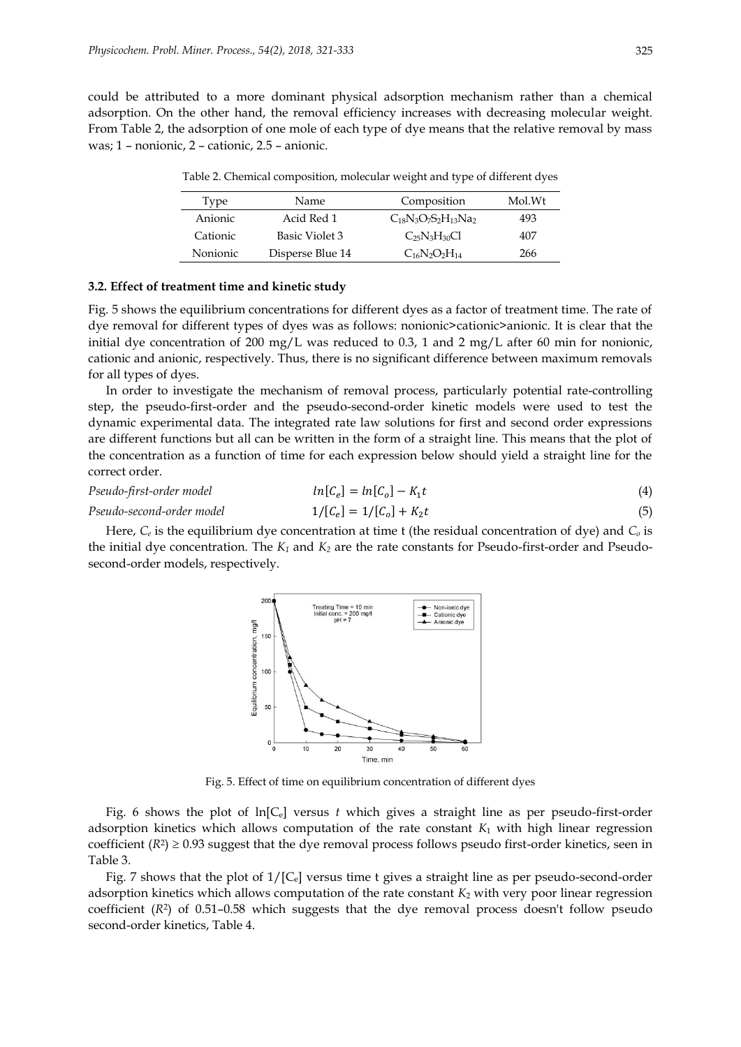could be attributed to a more dominant physical adsorption mechanism rather than a chemical adsorption. On the other hand, the removal efficiency increases with decreasing molecular weight. From Table 2, the adsorption of one mole of each type of dye means that the relative removal by mass was; 1 – nonionic, 2 – cationic, 2.5 – anionic.

Table 2. Chemical composition, molecular weight and type of different dyes

| Type | Name | Composition | Mol.Wt |
|---|---|---|---|
| Anionic | Acid Red 1 | $C_{18}N_3O_7S_2H_{13}Na_2$ | 493 |
| Cationic | Basic Violet 3 | $C_{25}N_3H_{30}Cl$ | 407 |
| Nonionic | Disperse Blue 14 | $C_{16}N_2O_2H_{14}$ | 266 |

### 3.2. Effect of treatment time and kinetic study

Fig. 5 shows the equilibrium concentrations for different dyes as a factor of treatment time. The rate of dye removal for different types of dyes was as follows: nonionic>cationic>anionic. It is clear that the initial dye concentration of 200 mg/L was reduced to 0.3, 1 and 2 mg/L after 60 min for nonionic, cationic and anionic, respectively. Thus, there is no significant difference between maximum removals for all types of dyes.

In order to investigate the mechanism of removal process, particularly potential rate-controlling step, the pseudo-first-order and the pseudo-second-order kinetic models were used to test the dynamic experimental data. The integrated rate law solutions for first and second order expressions are different functions but all can be written in the form of a straight line. This means that the plot of the concentration as a function of time for each expression below should yield a straight line for the correct order.

*Pseudo-first-order model* $$ln[C_e] = ln[C_o] - K_1t \tag{4}$$

*Pseudo-second-order model* $$1/[C_e] = 1/[C_o] + K_2t \tag{5}$$

Here, $C_e$ is the equilibrium dye concentration at time t (the residual concentration of dye) and $C_o$ is the initial dye concentration. The $K_1$ and $K_2$ are the rate constants for Pseudo-first-order and Pseudo-second-order models, respectively.

Fig. 5. Effect of time on equilibrium concentration of different dyes

Fig. 6 shows the plot of $ln[C_e]$ versus $t$ which gives a straight line as per pseudo-first-order adsorption kinetics which allows computation of the rate constant $K_1$ with high linear regression coefficient ($R^2$) ≥ 0.93 suggest that the dye removal process follows pseudo first-order kinetics, seen in Table 3.

Fig. 7 shows that the plot of $1/[C_e]$ versus time t gives a straight line as per pseudo-second-order adsorption kinetics which allows computation of the rate constant $K_2$ with very poor linear regression coefficient ($R^2$) of 0.51–0.58 which suggests that the dye removal process doesn't follow pseudo second-order kinetics, Table 4.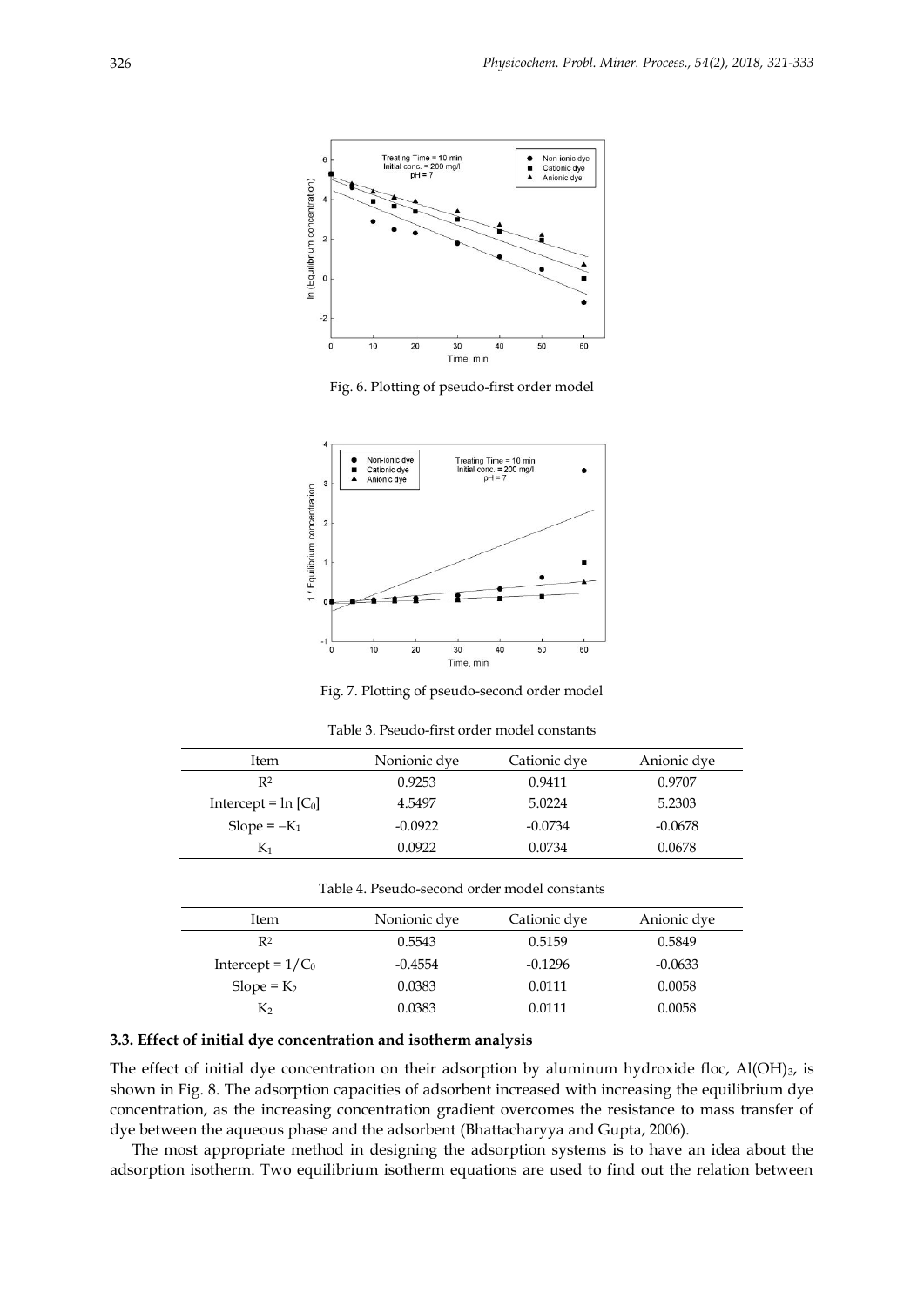Fig. 6. Plotting of pseudo-first order model

Fig. 7. Plotting of pseudo-second order model

Table 3. Pseudo-first order model constants

| Item | Nonionic dye | Cationic dye | Anionic dye |
|---|---|---|---|
| $R^2$ | 0.9253 | 0.9411 | 0.9707 |
| Intercept = ln $[C_0]$ | 4.5497 | 5.0224 | 5.2303 |
| Slope = $-K_1$ | -0.0922 | -0.0734 | -0.0678 |
| $K_1$ | 0.0922 | 0.0734 | 0.0678 |

Table 4. Pseudo-second order model constants

| Item | Nonionic dye | Cationic dye | Anionic dye |
|---|---|---|---|
| $R^2$ | 0.5543 | 0.5159 | 0.5849 |
| Intercept = $1/C_0$ | -0.4554 | -0.1296 | -0.0633 |
| Slope = $K_2$ | 0.0383 | 0.0111 | 0.0058 |
| $K_2$ | 0.0383 | 0.0111 | 0.0058 |

### 3.3. Effect of initial dye concentration and isotherm analysis

The effect of initial dye concentration on their adsorption by aluminum hydroxide floc, $Al(OH)_3$, is shown in Fig. 8. The adsorption capacities of adsorbent increased with increasing the equilibrium dye concentration, as the increasing concentration gradient overcomes the resistance to mass transfer of dye between the aqueous phase and the adsorbent (Bhattacharyya and Gupta, 2006).

The most appropriate method in designing the adsorption systems is to have an idea about the adsorption isotherm. Two equilibrium isotherm equations are used to find out the relation between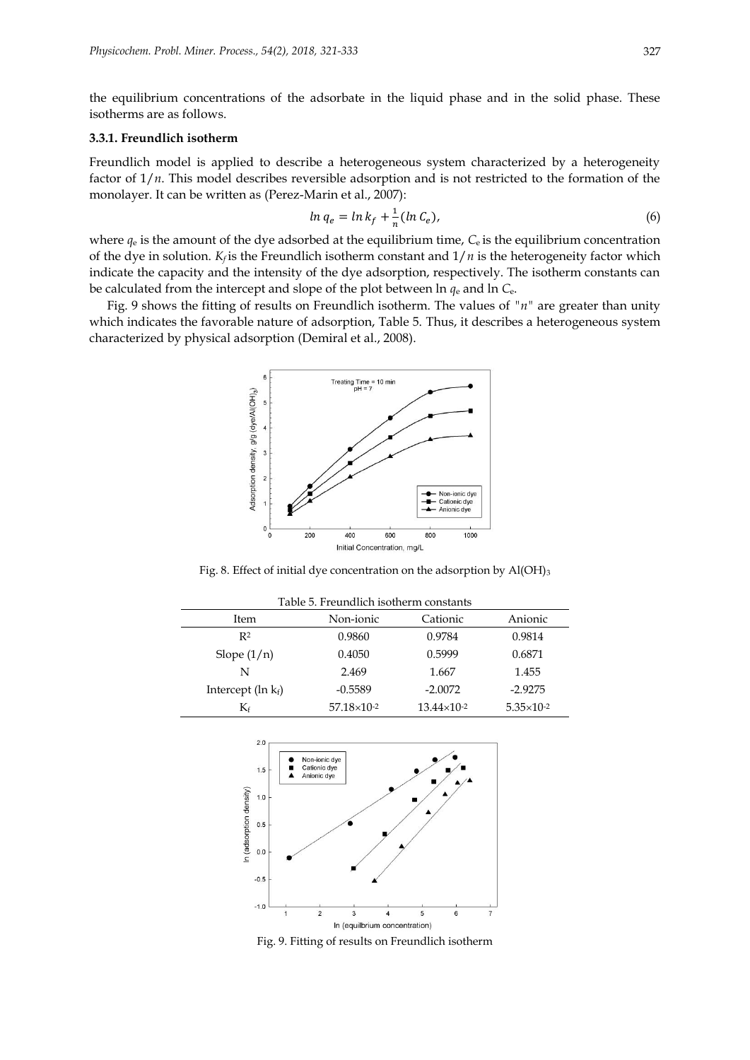the equilibrium concentrations of the adsorbate in the liquid phase and in the solid phase. These isotherms are as follows.

### 3.3.1. Freundlich isotherm

Freundlich model is applied to describe a heterogeneous system characterized by a heterogeneity factor of $1/n$. This model describes reversible adsorption and is not restricted to the formation of the monolayer. It can be written as (Perez-Marin et al., 2007):

$$\ln q_e = \ln k_f + \frac{1}{n}(\ln C_e), \tag{6}$$

where $q_e$ is the amount of the dye adsorbed at the equilibrium time, $C_e$ is the equilibrium concentration of the dye in solution. $K_f$ is the Freundlich isotherm constant and $1/n$ is the heterogeneity factor which indicate the capacity and the intensity of the dye adsorption, respectively. The isotherm constants can be calculated from the intercept and slope of the plot between ln $q_e$ and ln $C_e$.

Fig. 9 shows the fitting of results on Freundlich isotherm. The values of "$n$" are greater than unity which indicates the favorable nature of adsorption, Table 5. Thus, it describes a heterogeneous system characterized by physical adsorption (Demiral et al., 2008).

Fig. 8. Effect of initial dye concentration on the adsorption by $Al(OH)_3$

Table 5. Freundlich isotherm constants

| Item | Non-ionic | Cationic | Anionic |
|---|---|---|---|
| $R^2$ | 0.9860 | 0.9784 | 0.9814 |
| Slope $(1/n)$ | 0.4050 | 0.5999 | 0.6871 |
| N | 2.469 | 1.667 | 1.455 |
| Intercept (ln $k_f$) | -0.5589 | -2.0072 | -2.9275 |
| $K_f$ | $57.18\times10^{-2}$ | $13.44\times10^{-2}$ | $5.35\times10^{-2}$ |

Fig. 9. Fitting of results on Freundlich isotherm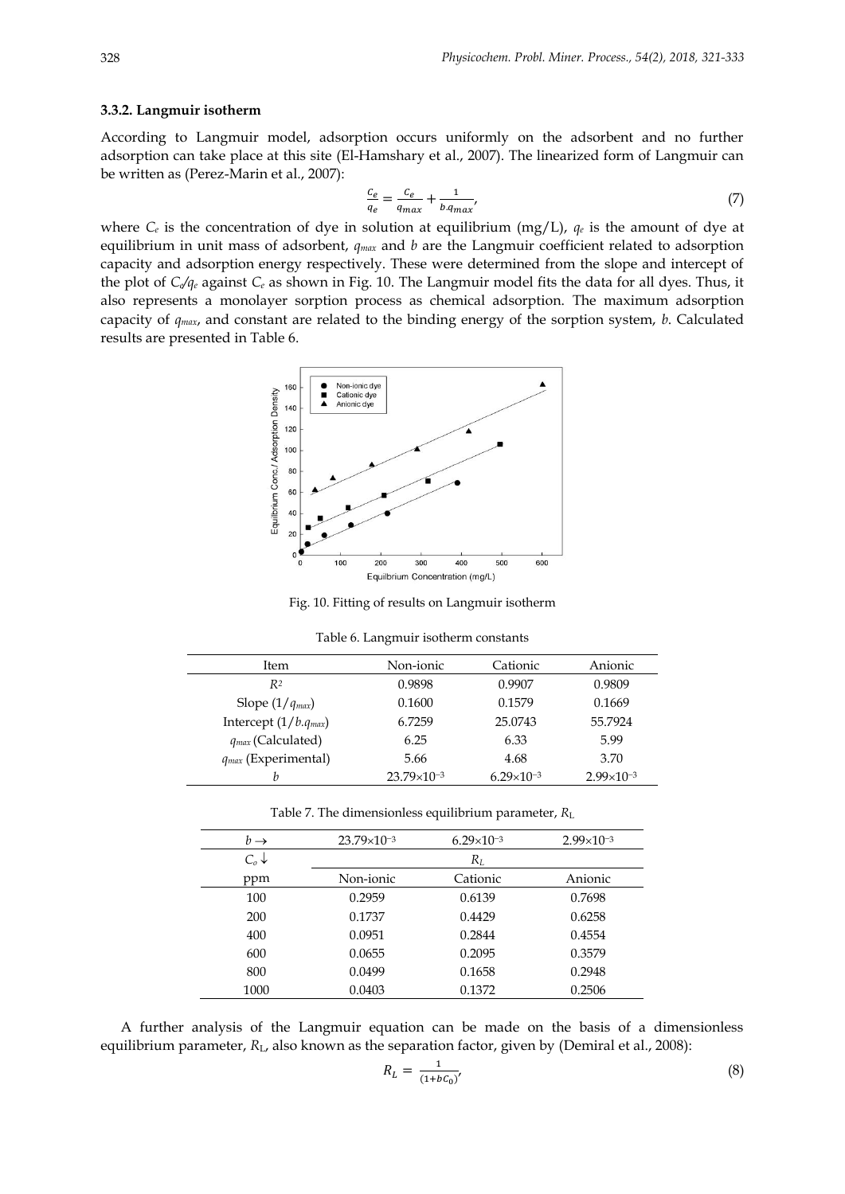### 3.3.2. Langmuir isotherm

According to Langmuir model, adsorption occurs uniformly on the adsorbent and no further adsorption can take place at this site (El-Hamshary et al., 2007). The linearized form of Langmuir can be written as (Perez-Marin et al., 2007):

$$\frac{C_e}{q_e} = \frac{C_e}{q_{max}} + \frac{1}{b.q_{max}}, \tag{7}$$

where $C_e$ is the concentration of dye in solution at equilibrium (mg/L), $q_e$ is the amount of dye at equilibrium in unit mass of adsorbent, $q_{max}$ and $b$ are the Langmuir coefficient related to adsorption capacity and adsorption energy respectively. These were determined from the slope and intercept of the plot of $C_e/q_e$ against $C_e$ as shown in Fig. 10. The Langmuir model fits the data for all dyes. Thus, it also represents a monolayer sorption process as chemical adsorption. The maximum adsorption capacity of $q_{max}$, and constant are related to the binding energy of the sorption system, $b$. Calculated results are presented in Table 6.

Fig. 10. Fitting of results on Langmuir isotherm

Table 6. Langmuir isotherm constants

| Item | Non-ionic | Cationic | Anionic |
|---|---|---|---|
| $R^2$ | 0.9898 | 0.9907 | 0.9809 |
| Slope $(1/q_{max})$ | 0.1600 | 0.1579 | 0.1669 |
| Intercept $(1/b.q_{max})$ | 6.7259 | 25.0743 | 55.7924 |
| $q_{max}$ (Calculated) | 6.25 | 6.33 | 5.99 |
| $q_{max}$ (Experimental) | 5.66 | 4.68 | 3.70 |
| $b$ | $23.79\times10^{-3}$ | $6.29\times10^{-3}$ | $2.99\times10^{-3}$ |

Table 7. The dimensionless equilibrium parameter, $R_L$

| $b \rightarrow$ | $23.79\times10^{-3}$ | $6.29\times10^{-3}$ | $2.99\times10^{-3}$ |
|---|---|---|---|
| $C_o \downarrow$ | | $R_L$ | |
| ppm | Non-ionic | Cationic | Anionic |
| 100 | 0.2959 | 0.6139 | 0.7698 |
| 200 | 0.1737 | 0.4429 | 0.6258 |
| 400 | 0.0951 | 0.2844 | 0.4554 |
| 600 | 0.0655 | 0.2095 | 0.3579 |
| 800 | 0.0499 | 0.1658 | 0.2948 |
| 1000 | 0.0403 | 0.1372 | 0.2506 |

A further analysis of the Langmuir equation can be made on the basis of a dimensionless equilibrium parameter, $R_L$, also known as the separation factor, given by (Demiral et al., 2008):

$$R_L = \frac{1}{(1+bC_0)}, \tag{8}$$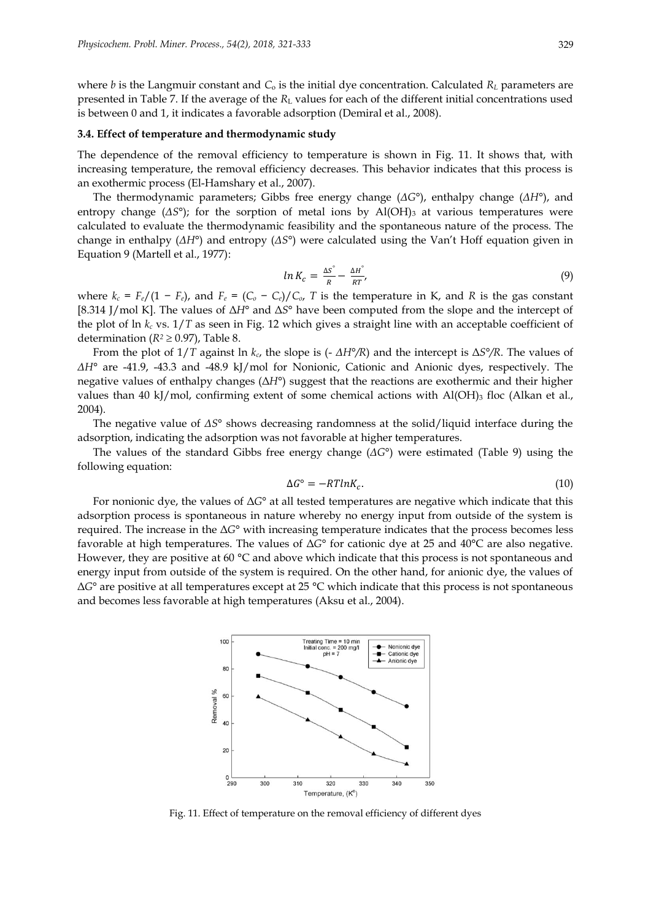where $b$ is the Langmuir constant and $C_o$ is the initial dye concentration. Calculated $R_L$ parameters are presented in Table 7. If the average of the $R_L$ values for each of the different initial concentrations used is between 0 and 1, it indicates a favorable adsorption (Demiral et al., 2008).

### 3.4. Effect of temperature and thermodynamic study

The dependence of the removal efficiency to temperature is shown in Fig. 11. It shows that, with increasing temperature, the removal efficiency decreases. This behavior indicates that this process is an exothermic process (El-Hamshary et al., 2007).

The thermodynamic parameters; Gibbs free energy change ($\Delta G°$), enthalpy change ($\Delta H°$), and entropy change ($\Delta S°$); for the sorption of metal ions by $Al(OH)_3$ at various temperatures were calculated to evaluate the thermodynamic feasibility and the spontaneous nature of the process. The change in enthalpy ($\Delta H°$) and entropy ($\Delta S°$) were calculated using the Van't Hoff equation given in Equation 9 (Martell et al., 1977):

$$\ln K_c = \frac{\Delta S^\circ}{R} - \frac{\Delta H^\circ}{RT}, \tag{9}$$

where $k_c = F_e/(1 - F_e)$, and $F_e = (C_o - C_e)/C_o$, $T$ is the temperature in K, and $R$ is the gas constant [8.314 J/mol K]. The values of $\Delta H°$ and $\Delta S°$ have been computed from the slope and the intercept of the plot of $\ln k_c$ vs. $1/T$ as seen in Fig. 12 which gives a straight line with an acceptable coefficient of determination ($R^2 \geq 0.97$), Table 8.

From the plot of $1/T$ against $\ln k_c$, the slope is ($-\Delta H°/R$) and the intercept is $\Delta S°/R$. The values of $\Delta H°$ are -41.9, -43.3 and -48.9 kJ/mol for Nonionic, Cationic and Anionic dyes, respectively. The negative values of enthalpy changes ($\Delta H°$) suggest that the reactions are exothermic and their higher values than 40 kJ/mol, confirming extent of some chemical actions with $Al(OH)_3$ floc (Alkan et al., 2004).

The negative value of $\Delta S°$ shows decreasing randomness at the solid/liquid interface during the adsorption, indicating the adsorption was not favorable at higher temperatures.

The values of the standard Gibbs free energy change ($\Delta G°$) were estimated (Table 9) using the following equation:

$$\Delta G° = -RT\ln K_c. \tag{10}$$

For nonionic dye, the values of $\Delta G°$ at all tested temperatures are negative which indicate that this adsorption process is spontaneous in nature whereby no energy input from outside of the system is required. The increase in the $\Delta G°$ with increasing temperature indicates that the process becomes less favorable at high temperatures. The values of $\Delta G°$ for cationic dye at 25 and 40°C are also negative. However, they are positive at 60 °C and above which indicate that this process is not spontaneous and energy input from outside of the system is required. On the other hand, for anionic dye, the values of $\Delta G°$ are positive at all temperatures except at 25 °C which indicate that this process is not spontaneous and becomes less favorable at high temperatures (Aksu et al., 2004).

Fig. 11. Effect of temperature on the removal efficiency of different dyes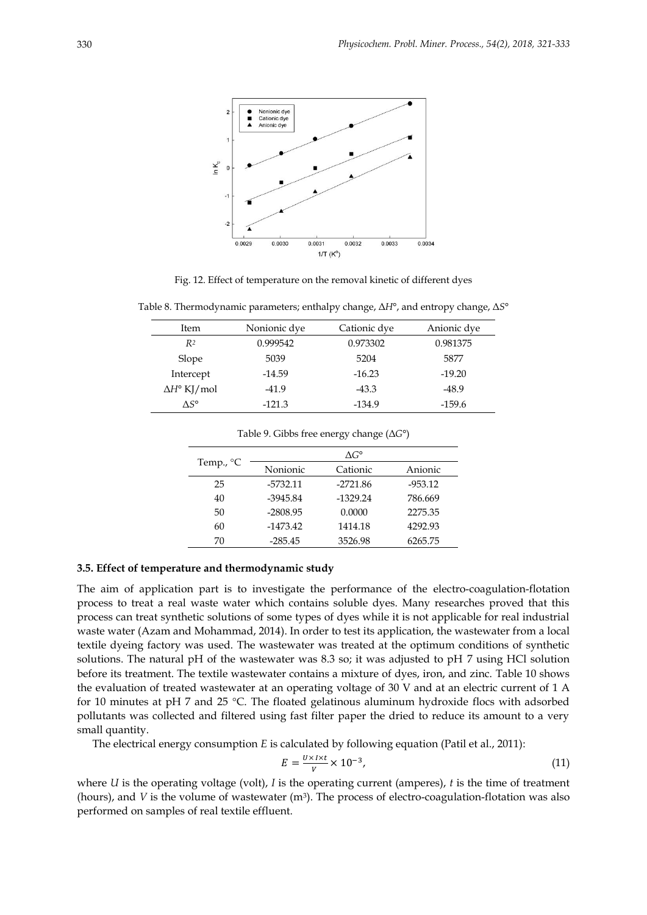Fig. 12. Effect of temperature on the removal kinetic of different dyes

Table 8. Thermodynamic parameters; enthalpy change, Δ*H*°, and entropy change, Δ*S*°

| Item | Nonionic dye | Cationic dye | Anionic dye |
|---|---|---|---|
| $R^2$ | 0.999542 | 0.973302 | 0.981375 |
| Slope | 5039 | 5204 | 5877 |
| Intercept | -14.59 | -16.23 | -19.20 |
| Δ*H*° KJ/mol | -41.9 | -43.3 | -48.9 |
| Δ*S*° | -121.3 | -134.9 | -159.6 |

Table 9. Gibbs free energy change (Δ*G*°)

| Temp., °C | Δ*G*° | | |
|---|---|---|---|
| | Nonionic | Cationic | Anionic |
| 25 | -5732.11 | -2721.86 | -953.12 |
| 40 | -3945.84 | -1329.24 | 786.669 |
| 50 | -2808.95 | 0.0000 | 2275.35 |
| 60 | -1473.42 | 1414.18 | 4292.93 |
| 70 | -285.45 | 3526.98 | 6265.75 |

### 3.5. Effect of temperature and thermodynamic study

The aim of application part is to investigate the performance of the electro-coagulation-flotation process to treat a real waste water which contains soluble dyes. Many researches proved that this process can treat synthetic solutions of some types of dyes while it is not applicable for real industrial waste water (Azam and Mohammad, 2014). In order to test its application, the wastewater from a local textile dyeing factory was used. The wastewater was treated at the optimum conditions of synthetic solutions. The natural pH of the wastewater was 8.3 so; it was adjusted to pH 7 using HCl solution before its treatment. The textile wastewater contains a mixture of dyes, iron, and zinc. Table 10 shows the evaluation of treated wastewater at an operating voltage of 30 V and at an electric current of 1 A for 10 minutes at pH 7 and 25 °C. The floated gelatinous aluminum hydroxide flocs with adsorbed pollutants was collected and filtered using fast filter paper the dried to reduce its amount to a very small quantity.

The electrical energy consumption *E* is calculated by following equation (Patil et al., 2011):

$$E = \frac{U \times I \times t}{V} \times 10^{-3}, \tag{11}$$

where $U$ is the operating voltage (volt), $I$ is the operating current (amperes), $t$ is the time of treatment (hours), and $V$ is the volume of wastewater ($m^3$). The process of electro-coagulation-flotation was also performed on samples of real textile effluent.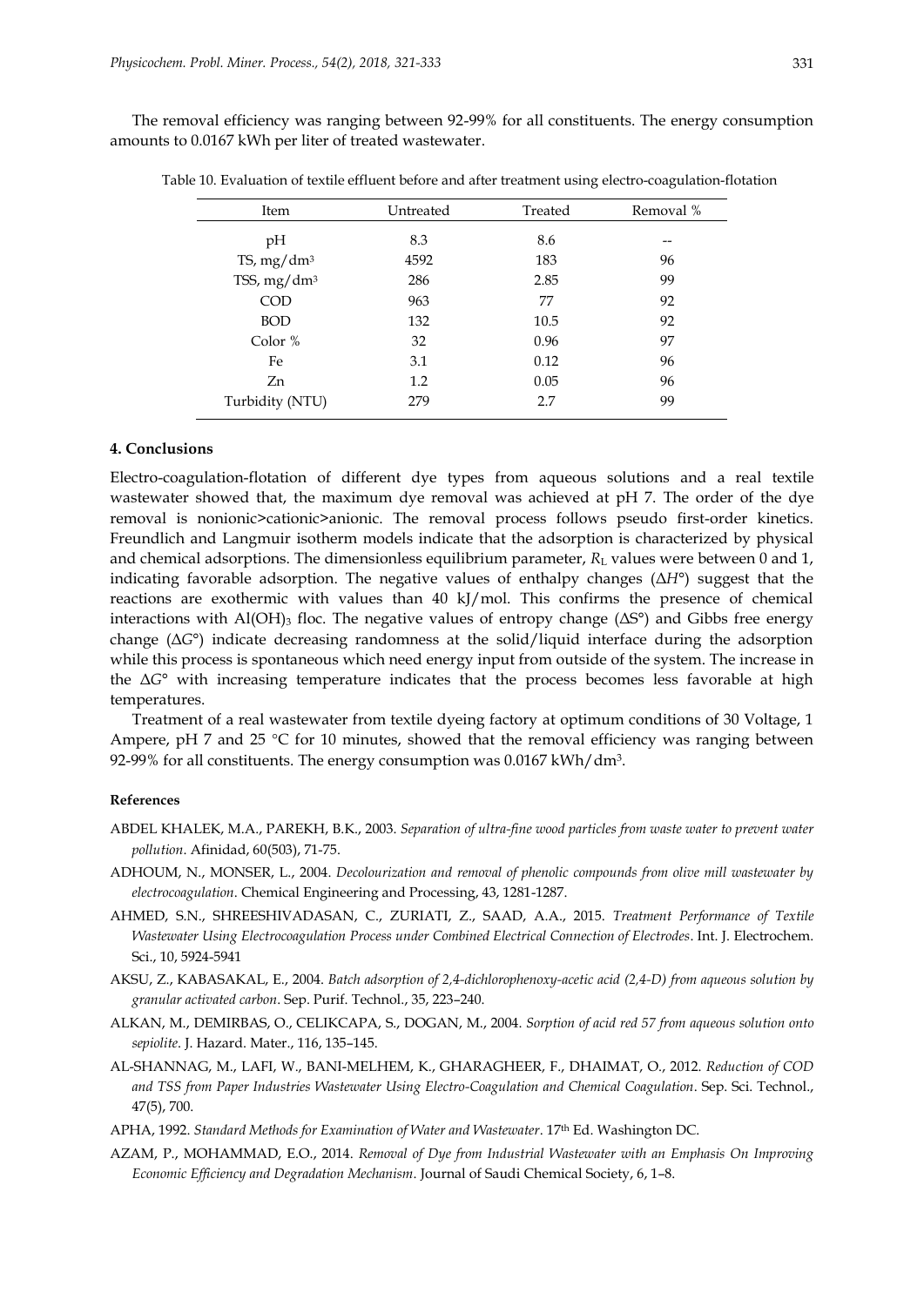The removal efficiency was ranging between 92-99% for all constituents. The energy consumption amounts to 0.0167 kWh per liter of treated wastewater.

Table 10. Evaluation of textile effluent before and after treatment using electro-coagulation-flotation

| Item | Untreated | Treated | Removal % |
|---|---|---|---|
| pH | 8.3 | 8.6 | -- |
| TS, $mg/dm^3$ | 4592 | 183 | 96 |
| TSS, $mg/dm^3$ | 286 | 2.85 | 99 |
| COD | 963 | 77 | 92 |
| BOD | 132 | 10.5 | 92 |
| Color % | 32 | 0.96 | 97 |
| Fe | 3.1 | 0.12 | 96 |
| Zn | 1.2 | 0.05 | 96 |
| Turbidity (NTU) | 279 | 2.7 | 99 |

## 4. Conclusions

Electro-coagulation-flotation of different dye types from aqueous solutions and a real textile wastewater showed that, the maximum dye removal was achieved at pH 7. The order of the dye removal is nonionic>cationic>anionic. The removal process follows pseudo first-order kinetics. Freundlich and Langmuir isotherm models indicate that the adsorption is characterized by physical and chemical adsorptions. The dimensionless equilibrium parameter, $R_L$ values were between 0 and 1, indicating favorable adsorption. The negative values of enthalpy changes ($\Delta H°$) suggest that the reactions are exothermic with values than 40 kJ/mol. This confirms the presence of chemical interactions with $Al(OH)_3$ floc. The negative values of entropy change ($\Delta S°$) and Gibbs free energy change ($\Delta G°$) indicate decreasing randomness at the solid/liquid interface during the adsorption while this process is spontaneous which need energy input from outside of the system. The increase in the $\Delta G°$ with increasing temperature indicates that the process becomes less favorable at high temperatures.

Treatment of a real wastewater from textile dyeing factory at optimum conditions of 30 Voltage, 1 Ampere, pH 7 and 25 °C for 10 minutes, showed that the removal efficiency was ranging between 92-99% for all constituents. The energy consumption was 0.0167 $kWh/dm^3$.

### References

ABDEL KHALEK, M.A., PAREKH, B.K., 2003. *Separation of ultra-fine wood particles from waste water to prevent water pollution*. Afinidad, 60(503), 71-75.

ADHOUM, N., MONSER, L., 2004. *Decolourization and removal of phenolic compounds from olive mill wastewater by electrocoagulation*. Chemical Engineering and Processing, 43, 1281-1287.

AHMED, S.N., SHREESHIVADASAN, C., ZURIATI, Z., SAAD, A.A., 2015. *Treatment Performance of Textile Wastewater Using Electrocoagulation Process under Combined Electrical Connection of Electrodes*. Int. J. Electrochem. Sci., 10, 5924-5941

AKSU, Z., KABASAKAL, E., 2004. *Batch adsorption of 2,4-dichlorophenoxy-acetic acid (2,4-D) from aqueous solution by granular activated carbon*. Sep. Purif. Technol., 35, 223–240.

ALKAN, M., DEMIRBAS, O., CELIKCAPA, S., DOGAN, M., 2004. *Sorption of acid red 57 from aqueous solution onto sepiolite*. J. Hazard. Mater., 116, 135–145.

AL-SHANNAG, M., LAFI, W., BANI-MELHEM, K., GHARAGHEER, F., DHAIMAT, O., 2012. *Reduction of COD and TSS from Paper Industries Wastewater Using Electro-Coagulation and Chemical Coagulation*. Sep. Sci. Technol., 47(5), 700.

APHA, 1992. *Standard Methods for Examination of Water and Wastewater*. 17th Ed. Washington DC.

AZAM, P., MOHAMMAD, E.O., 2014. *Removal of Dye from Industrial Wastewater with an Emphasis On Improving Economic Efficiency and Degradation Mechanism*. Journal of Saudi Chemical Society, 6, 1–8.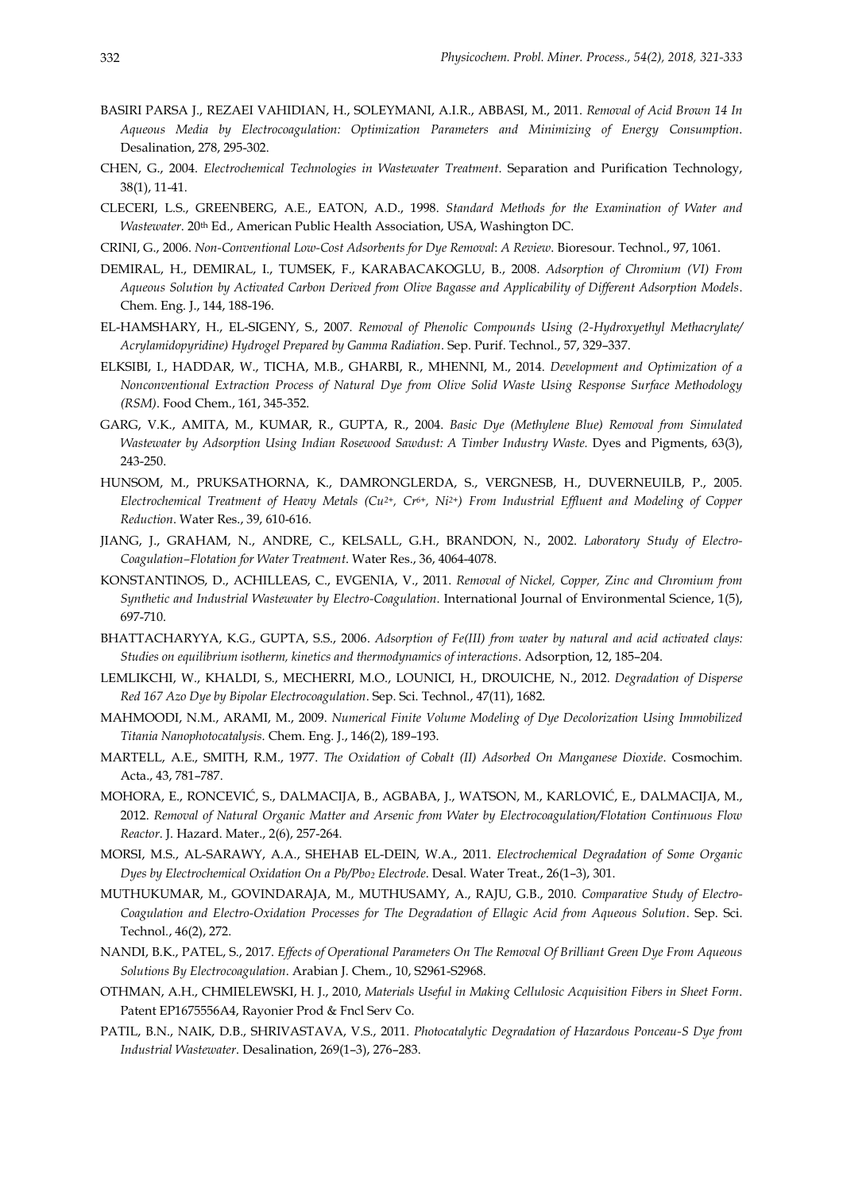BASIRI PARSA J., REZAEI VAHIDIAN, H., SOLEYMANI, A.I.R., ABBASI, M., 2011. *Removal of Acid Brown 14 In Aqueous Media by Electrocoagulation: Optimization Parameters and Minimizing of Energy Consumption*. Desalination, 278, 295-302.

CHEN, G., 2004. *Electrochemical Technologies in Wastewater Treatment*. Separation and Purification Technology, 38(1), 11-41.

CLECERI, L.S., GREENBERG, A.E., EATON, A.D., 1998. *Standard Methods for the Examination of Water and Wastewater*. 20th Ed., American Public Health Association, USA, Washington DC.

CRINI, G., 2006. *Non-Conventional Low-Cost Adsorbents for Dye Removal*: *A Review*. Bioresour. Technol., 97, 1061.

DEMIRAL, H., DEMIRAL, I., TUMSEK, F., KARABACAKOGLU, B., 2008. *Adsorption of Chromium (VI) From Aqueous Solution by Activated Carbon Derived from Olive Bagasse and Applicability of Different Adsorption Models*. Chem. Eng. J., 144, 188-196.

EL-HAMSHARY, H., EL-SIGENY, S., 2007. *Removal of Phenolic Compounds Using (2-Hydroxyethyl Methacrylate/ Acrylamidopyridine) Hydrogel Prepared by Gamma Radiation*. Sep. Purif. Technol., 57, 329–337.

ELKSIBI, I., HADDAR, W., TICHA, M.B., GHARBI, R., MHENNI, M., 2014. *Development and Optimization of a Nonconventional Extraction Process of Natural Dye from Olive Solid Waste Using Response Surface Methodology (RSM)*. Food Chem., 161, 345-352.

GARG, V.K., AMITA, M., KUMAR, R., GUPTA, R., 2004. *Basic Dye (Methylene Blue) Removal from Simulated Wastewater by Adsorption Using Indian Rosewood Sawdust: A Timber Industry Waste.* Dyes and Pigments, 63(3), 243-250.

HUNSOM, M., PRUKSATHORNA, K., DAMRONGLERDA, S., VERGNESB, H., DUVERNEUILB, P., 2005. *Electrochemical Treatment of Heavy Metals ($Cu^{2+}$, $Cr^{6+}$, $Ni^{2+}$) From Industrial Effluent and Modeling of Copper Reduction*. Water Res., 39, 610-616.

JIANG, J., GRAHAM, N., ANDRE, C., KELSALL, G.H., BRANDON, N., 2002. *Laboratory Study of Electro-Coagulation–Flotation for Water Treatment*. Water Res., 36, 4064-4078.

KONSTANTINOS, D., ACHILLEAS, C., EVGENIA, V., 2011. *Removal of Nickel, Copper, Zinc and Chromium from Synthetic and Industrial Wastewater by Electro-Coagulation*. International Journal of Environmental Science, 1(5), 697-710.

BHATTACHARYYA, K.G., GUPTA, S.S., 2006. *Adsorption of Fe(III) from water by natural and acid activated clays: Studies on equilibrium isotherm, kinetics and thermodynamics of interactions*. Adsorption, 12, 185–204.

LEMLIKCHI, W., KHALDI, S., MECHERRI, M.O., LOUNICI, H., DROUICHE, N., 2012. *Degradation of Disperse Red 167 Azo Dye by Bipolar Electrocoagulation*. Sep. Sci. Technol., 47(11), 1682.

MAHMOODI, N.M., ARAMI, M., 2009. *Numerical Finite Volume Modeling of Dye Decolorization Using Immobilized Titania Nanophotocatalysis*. Chem. Eng. J., 146(2), 189–193.

MARTELL, A.E., SMITH, R.M., 1977. *The Oxidation of Cobalt (II) Adsorbed On Manganese Dioxide*. Cosmochim. Acta., 43, 781–787.

MOHORA, E., RONCEVIĆ, S., DALMACIJA, B., AGBABA, J., WATSON, M., KARLOVIĆ, E., DALMACIJA, M., 2012. *Removal of Natural Organic Matter and Arsenic from Water by Electrocoagulation/Flotation Continuous Flow Reactor*. J. Hazard. Mater., 2(6), 257-264.

MORSI, M.S., AL-SARAWY, A.A., SHEHAB EL-DEIN, W.A., 2011. *Electrochemical Degradation of Some Organic Dyes by Electrochemical Oxidation On a Pb/$PbO_2$ Electrode*. Desal. Water Treat., 26(1–3), 301.

MUTHUKUMAR, M., GOVINDARAJA, M., MUTHUSAMY, A., RAJU, G.B., 2010. *Comparative Study of Electro-Coagulation and Electro-Oxidation Processes for The Degradation of Ellagic Acid from Aqueous Solution*. Sep. Sci. Technol., 46(2), 272.

NANDI, B.K., PATEL, S., 2017. *Effects of Operational Parameters On The Removal Of Brilliant Green Dye From Aqueous Solutions By Electrocoagulation*. Arabian J. Chem., 10, S2961-S2968.

OTHMAN, A.H., CHMIELEWSKI, H. J., 2010, *Materials Useful in Making Cellulosic Acquisition Fibers in Sheet Form*. Patent EP1675556A4, Rayonier Prod & Fncl Serv Co.

PATIL, B.N., NAIK, D.B., SHRIVASTAVA, V.S., 2011. *Photocatalytic Degradation of Hazardous Ponceau-S Dye from Industrial Wastewater*. Desalination, 269(1–3), 276–283.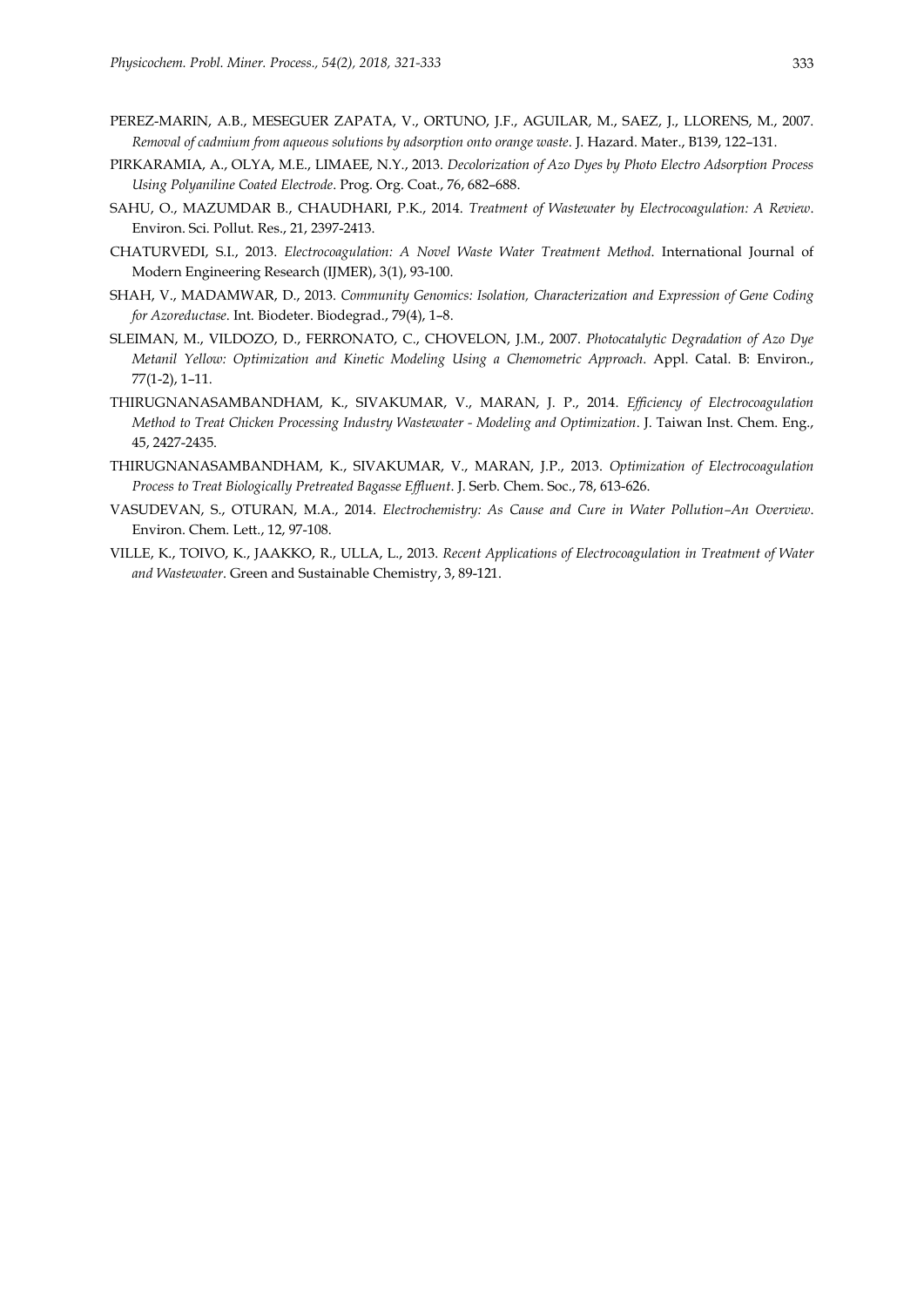PEREZ-MARIN, A.B., MESEGUER ZAPATA, V., ORTUNO, J.F., AGUILAR, M., SAEZ, J., LLORENS, M., 2007. *Removal of cadmium from aqueous solutions by adsorption onto orange waste*. J. Hazard. Mater., B139, 122–131.

PIRKARAMIA, A., OLYA, M.E., LIMAEE, N.Y., 2013. *Decolorization of Azo Dyes by Photo Electro Adsorption Process Using Polyaniline Coated Electrode*. Prog. Org. Coat., 76, 682–688.

SAHU, O., MAZUMDAR B., CHAUDHARI, P.K., 2014. *Treatment of Wastewater by Electrocoagulation: A Review*. Environ. Sci. Pollut. Res., 21, 2397-2413.

CHATURVEDI, S.I., 2013. *Electrocoagulation: A Novel Waste Water Treatment Method*. International Journal of Modern Engineering Research (IJMER), 3(1), 93-100.

SHAH, V., MADAMWAR, D., 2013. *Community Genomics: Isolation, Characterization and Expression of Gene Coding for Azoreductase*. Int. Biodeter. Biodegrad., 79(4), 1–8.

SLEIMAN, M., VILDOZO, D., FERRONATO, C., CHOVELON, J.M., 2007. *Photocatalytic Degradation of Azo Dye Metanil Yellow: Optimization and Kinetic Modeling Using a Chemometric Approach*. Appl. Catal. B: Environ., 77(1-2), 1–11.

THIRUGNANASAMBANDHAM, K., SIVAKUMAR, V., MARAN, J. P., 2014. *Efficiency of Electrocoagulation Method to Treat Chicken Processing Industry Wastewater - Modeling and Optimization*. J. Taiwan Inst. Chem. Eng., 45, 2427-2435.

THIRUGNANASAMBANDHAM, K., SIVAKUMAR, V., MARAN, J.P., 2013. *Optimization of Electrocoagulation Process to Treat Biologically Pretreated Bagasse Effluent*. J. Serb. Chem. Soc., 78, 613-626.

VASUDEVAN, S., OTURAN, M.A., 2014. *Electrochemistry: As Cause and Cure in Water Pollution–An Overview*. Environ. Chem. Lett., 12, 97-108.

VILLE, K., TOIVO, K., JAAKKO, R., ULLA, L., 2013. *Recent Applications of Electrocoagulation in Treatment of Water and Wastewater*. Green and Sustainable Chemistry, 3, 89-121.